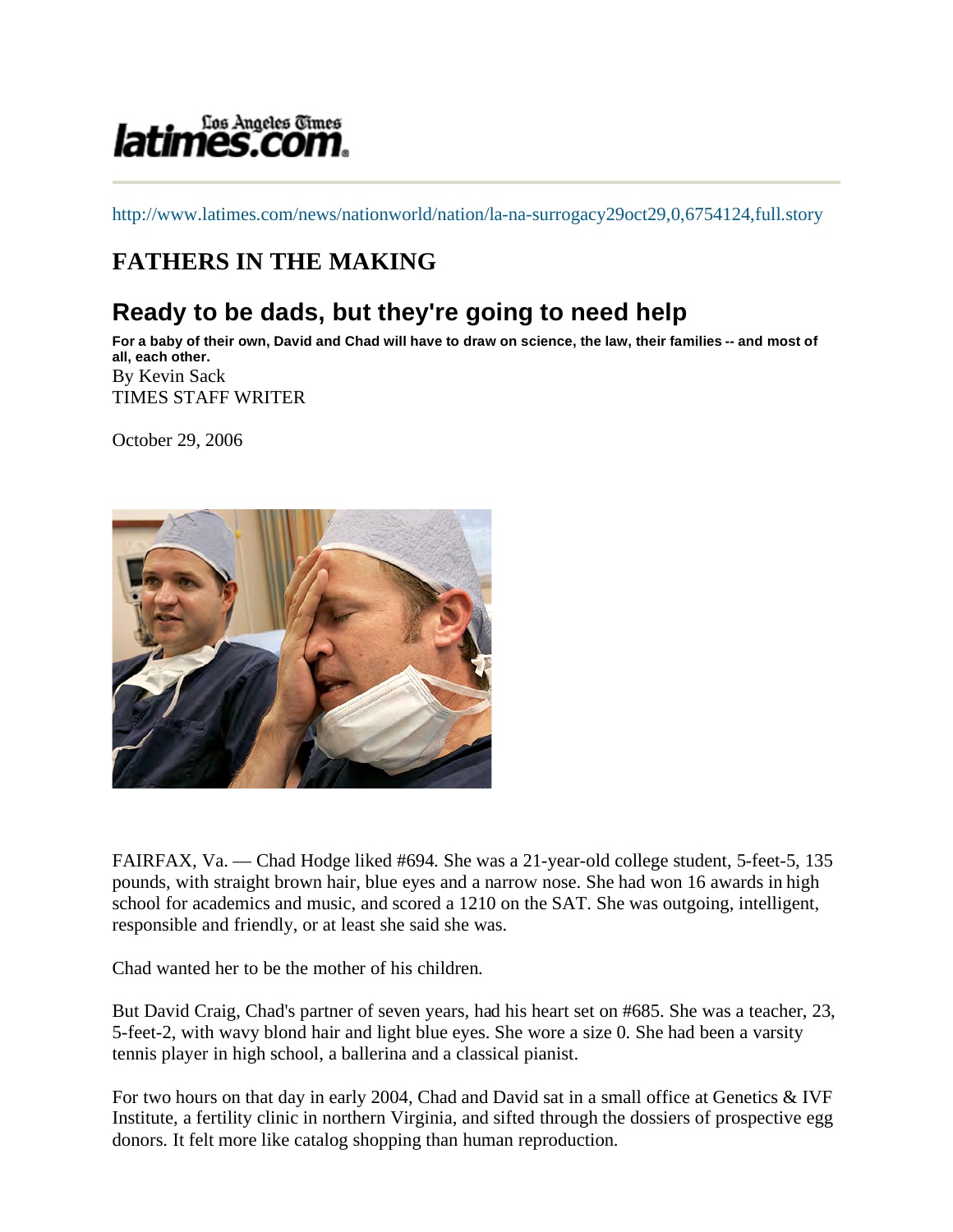http://www.latimes.com/news/nationworld/nation/la-na-surrogacy29oct29,0,6754124,full.story

# FATHERS IN THE MAKING

## Ready to be dads, but they're going to need help

**For a baby of their own, David and Chad will have to draw on science, the law, their families -- and most of all, each other.**

By Kevin Sack
TIMES STAFF WRITER

October 29, 2006

FAIRFAX, Va. — Chad Hodge liked #694. She was a 21-year-old college student, 5-feet-5, 135 pounds, with straight brown hair, blue eyes and a narrow nose. She had won 16 awards in high school for academics and music, and scored a 1210 on the SAT. She was outgoing, intelligent, responsible and friendly, or at least she said she was.

Chad wanted her to be the mother of his children.

But David Craig, Chad's partner of seven years, had his heart set on #685. She was a teacher, 23, 5-feet-2, with wavy blond hair and light blue eyes. She wore a size 0. She had been a varsity tennis player in high school, a ballerina and a classical pianist.

For two hours on that day in early 2004, Chad and David sat in a small office at Genetics & IVF Institute, a fertility clinic in northern Virginia, and sifted through the dossiers of prospective egg donors. It felt more like catalog shopping than human reproduction.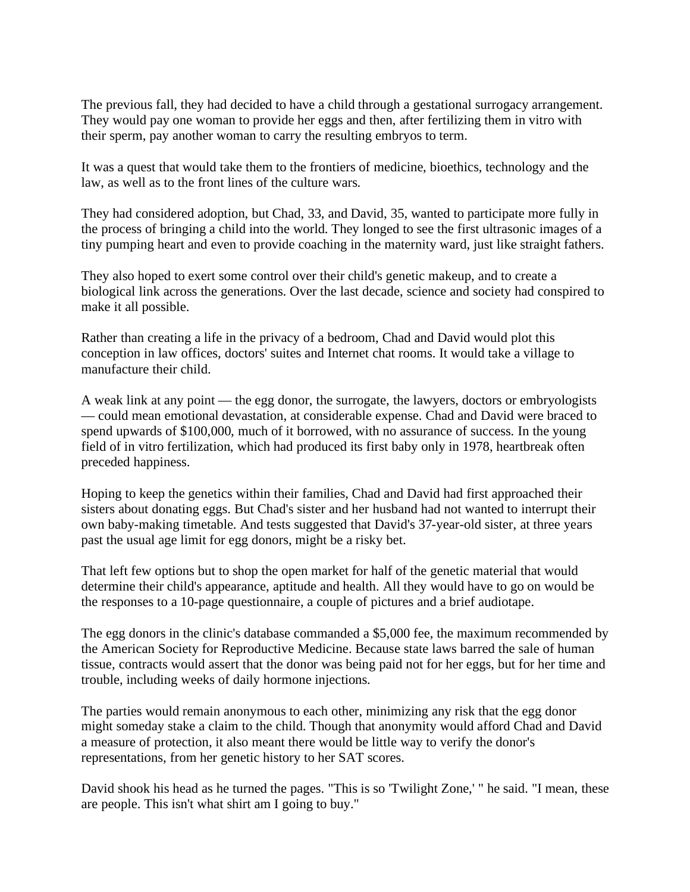The previous fall, they had decided to have a child through a gestational surrogacy arrangement. They would pay one woman to provide her eggs and then, after fertilizing them in vitro with their sperm, pay another woman to carry the resulting embryos to term.

It was a quest that would take them to the frontiers of medicine, bioethics, technology and the law, as well as to the front lines of the culture wars.

They had considered adoption, but Chad, 33, and David, 35, wanted to participate more fully in the process of bringing a child into the world. They longed to see the first ultrasonic images of a tiny pumping heart and even to provide coaching in the maternity ward, just like straight fathers.

They also hoped to exert some control over their child's genetic makeup, and to create a biological link across the generations. Over the last decade, science and society had conspired to make it all possible.

Rather than creating a life in the privacy of a bedroom, Chad and David would plot this conception in law offices, doctors' suites and Internet chat rooms. It would take a village to manufacture their child.

A weak link at any point — the egg donor, the surrogate, the lawyers, doctors or embryologists — could mean emotional devastation, at considerable expense. Chad and David were braced to spend upwards of $100,000, much of it borrowed, with no assurance of success. In the young field of in vitro fertilization, which had produced its first baby only in 1978, heartbreak often preceded happiness.

Hoping to keep the genetics within their families, Chad and David had first approached their sisters about donating eggs. But Chad's sister and her husband had not wanted to interrupt their own baby-making timetable. And tests suggested that David's 37-year-old sister, at three years past the usual age limit for egg donors, might be a risky bet.

That left few options but to shop the open market for half of the genetic material that would determine their child's appearance, aptitude and health. All they would have to go on would be the responses to a 10-page questionnaire, a couple of pictures and a brief audiotape.

The egg donors in the clinic's database commanded a $5,000 fee, the maximum recommended by the American Society for Reproductive Medicine. Because state laws barred the sale of human tissue, contracts would assert that the donor was being paid not for her eggs, but for her time and trouble, including weeks of daily hormone injections.

The parties would remain anonymous to each other, minimizing any risk that the egg donor might someday stake a claim to the child. Though that anonymity would afford Chad and David a measure of protection, it also meant there would be little way to verify the donor's representations, from her genetic history to her SAT scores.

David shook his head as he turned the pages. "This is so 'Twilight Zone,' " he said. "I mean, these are people. This isn't what shirt am I going to buy."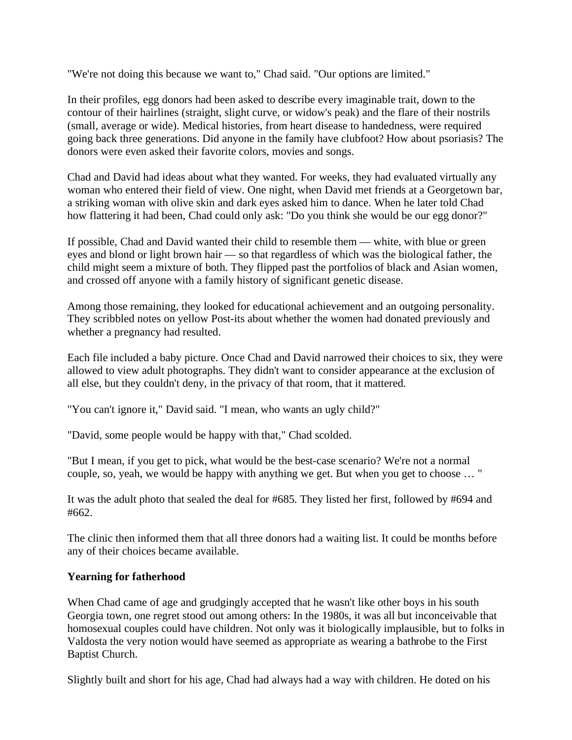"We're not doing this because we want to," Chad said. "Our options are limited."

In their profiles, egg donors had been asked to describe every imaginable trait, down to the contour of their hairlines (straight, slight curve, or widow's peak) and the flare of their nostrils (small, average or wide). Medical histories, from heart disease to handedness, were required going back three generations. Did anyone in the family have clubfoot? How about psoriasis? The donors were even asked their favorite colors, movies and songs.

Chad and David had ideas about what they wanted. For weeks, they had evaluated virtually any woman who entered their field of view. One night, when David met friends at a Georgetown bar, a striking woman with olive skin and dark eyes asked him to dance. When he later told Chad how flattering it had been, Chad could only ask: "Do you think she would be our egg donor?"

If possible, Chad and David wanted their child to resemble them — white, with blue or green eyes and blond or light brown hair — so that regardless of which was the biological father, the child might seem a mixture of both. They flipped past the portfolios of black and Asian women, and crossed off anyone with a family history of significant genetic disease.

Among those remaining, they looked for educational achievement and an outgoing personality. They scribbled notes on yellow Post-its about whether the women had donated previously and whether a pregnancy had resulted.

Each file included a baby picture. Once Chad and David narrowed their choices to six, they were allowed to view adult photographs. They didn't want to consider appearance at the exclusion of all else, but they couldn't deny, in the privacy of that room, that it mattered.

"You can't ignore it," David said. "I mean, who wants an ugly child?"

"David, some people would be happy with that," Chad scolded.

"But I mean, if you get to pick, what would be the best-case scenario? We're not a normal couple, so, yeah, we would be happy with anything we get. But when you get to choose … "

It was the adult photo that sealed the deal for #685. They listed her first, followed by #694 and #662.

The clinic then informed them that all three donors had a waiting list. It could be months before any of their choices became available.

## Yearning for fatherhood

When Chad came of age and grudgingly accepted that he wasn't like other boys in his south Georgia town, one regret stood out among others: In the 1980s, it was all but inconceivable that homosexual couples could have children. Not only was it biologically implausible, but to folks in Valdosta the very notion would have seemed as appropriate as wearing a bathrobe to the First Baptist Church.

Slightly built and short for his age, Chad had always had a way with children. He doted on his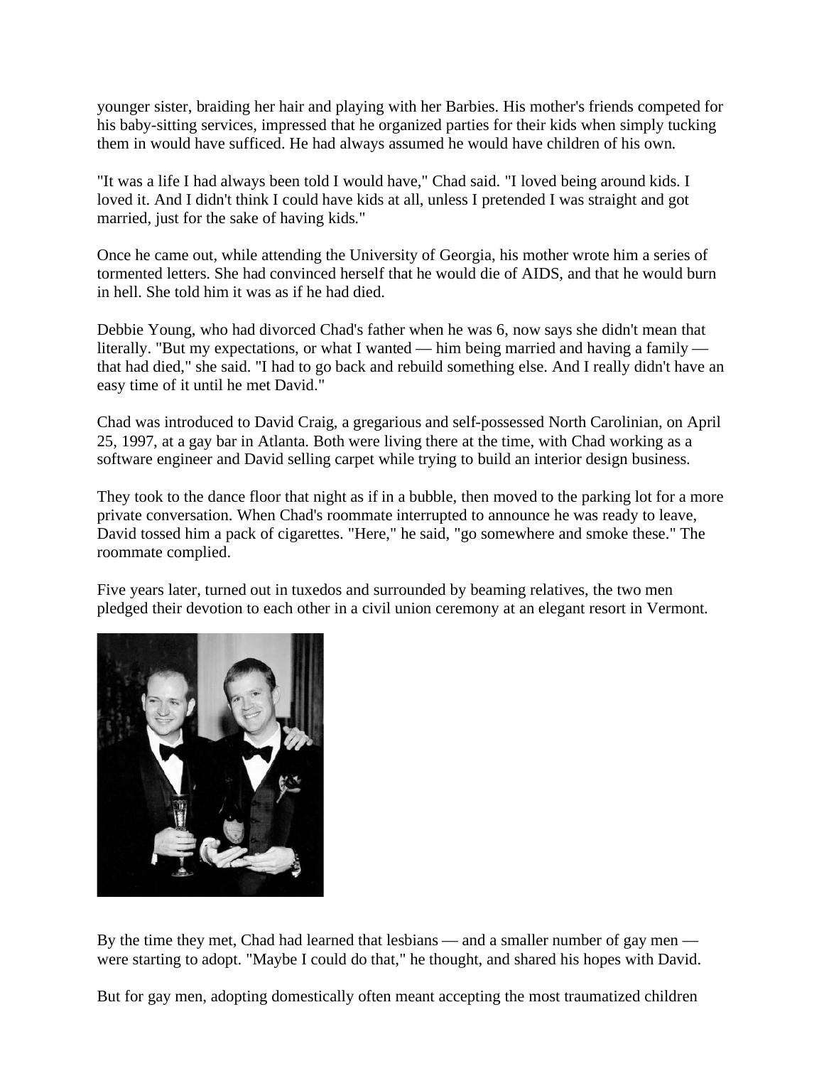younger sister, braiding her hair and playing with her Barbies. His mother's friends competed for his baby-sitting services, impressed that he organized parties for their kids when simply tucking them in would have sufficed. He had always assumed he would have children of his own.

"It was a life I had always been told I would have," Chad said. "I loved being around kids. I loved it. And I didn't think I could have kids at all, unless I pretended I was straight and got married, just for the sake of having kids."

Once he came out, while attending the University of Georgia, his mother wrote him a series of tormented letters. She had convinced herself that he would die of AIDS, and that he would burn in hell. She told him it was as if he had died.

Debbie Young, who had divorced Chad's father when he was 6, now says she didn't mean that literally. "But my expectations, or what I wanted — him being married and having a family — that had died," she said. "I had to go back and rebuild something else. And I really didn't have an easy time of it until he met David."

Chad was introduced to David Craig, a gregarious and self-possessed North Carolinian, on April 25, 1997, at a gay bar in Atlanta. Both were living there at the time, with Chad working as a software engineer and David selling carpet while trying to build an interior design business.

They took to the dance floor that night as if in a bubble, then moved to the parking lot for a more private conversation. When Chad's roommate interrupted to announce he was ready to leave, David tossed him a pack of cigarettes. "Here," he said, "go somewhere and smoke these." The roommate complied.

Five years later, turned out in tuxedos and surrounded by beaming relatives, the two men pledged their devotion to each other in a civil union ceremony at an elegant resort in Vermont.

By the time they met, Chad had learned that lesbians — and a smaller number of gay men — were starting to adopt. "Maybe I could do that," he thought, and shared his hopes with David.

But for gay men, adopting domestically often meant accepting the most traumatized children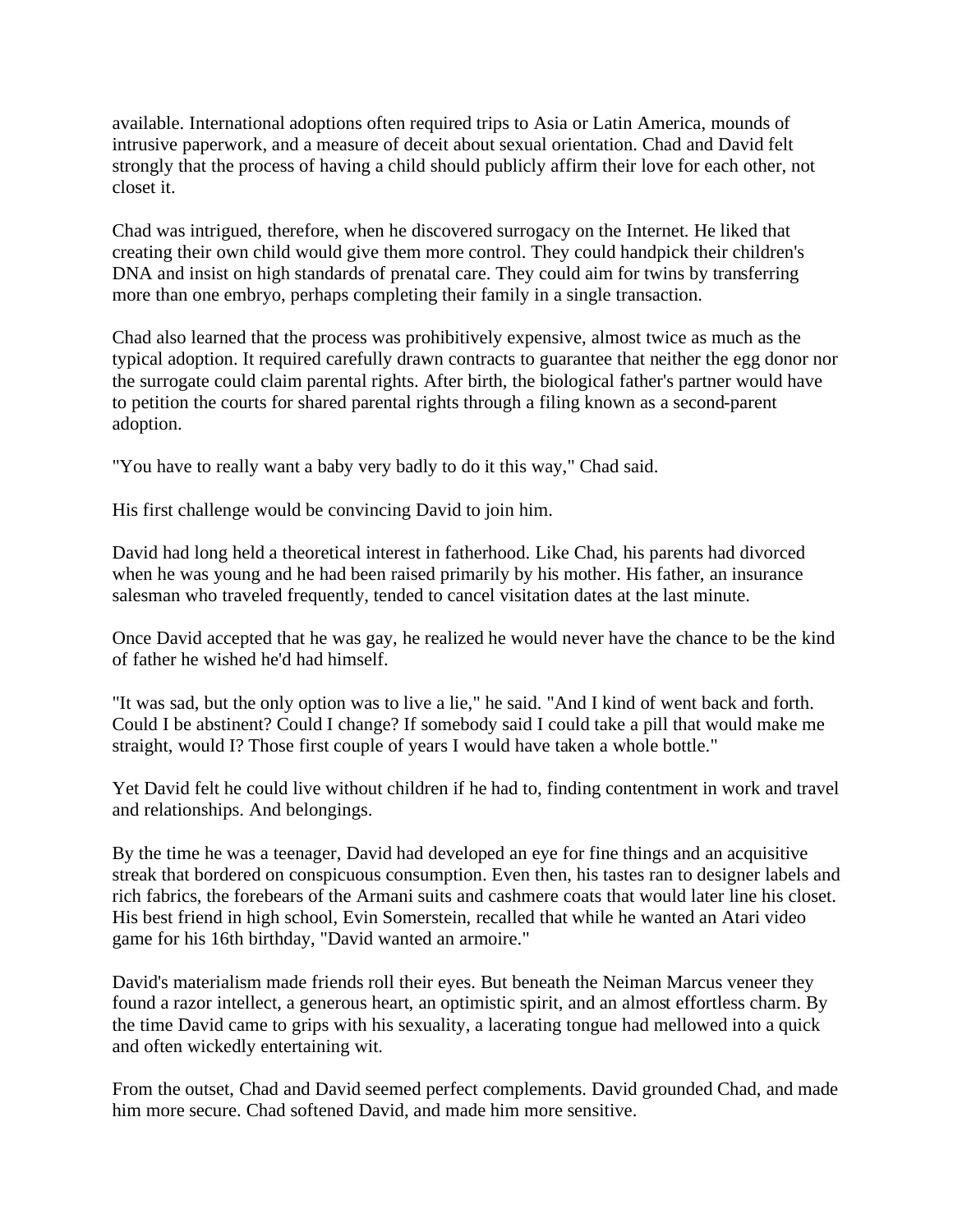available. International adoptions often required trips to Asia or Latin America, mounds of intrusive paperwork, and a measure of deceit about sexual orientation. Chad and David felt strongly that the process of having a child should publicly affirm their love for each other, not closet it.

Chad was intrigued, therefore, when he discovered surrogacy on the Internet. He liked that creating their own child would give them more control. They could handpick their children's DNA and insist on high standards of prenatal care. They could aim for twins by transferring more than one embryo, perhaps completing their family in a single transaction.

Chad also learned that the process was prohibitively expensive, almost twice as much as the typical adoption. It required carefully drawn contracts to guarantee that neither the egg donor nor the surrogate could claim parental rights. After birth, the biological father's partner would have to petition the courts for shared parental rights through a filing known as a second-parent adoption.

"You have to really want a baby very badly to do it this way," Chad said.

His first challenge would be convincing David to join him.

David had long held a theoretical interest in fatherhood. Like Chad, his parents had divorced when he was young and he had been raised primarily by his mother. His father, an insurance salesman who traveled frequently, tended to cancel visitation dates at the last minute.

Once David accepted that he was gay, he realized he would never have the chance to be the kind of father he wished he'd had himself.

"It was sad, but the only option was to live a lie," he said. "And I kind of went back and forth. Could I be abstinent? Could I change? If somebody said I could take a pill that would make me straight, would I? Those first couple of years I would have taken a whole bottle."

Yet David felt he could live without children if he had to, finding contentment in work and travel and relationships. And belongings.

By the time he was a teenager, David had developed an eye for fine things and an acquisitive streak that bordered on conspicuous consumption. Even then, his tastes ran to designer labels and rich fabrics, the forebears of the Armani suits and cashmere coats that would later line his closet. His best friend in high school, Evin Somerstein, recalled that while he wanted an Atari video game for his 16th birthday, "David wanted an armoire."

David's materialism made friends roll their eyes. But beneath the Neiman Marcus veneer they found a razor intellect, a generous heart, an optimistic spirit, and an almost effortless charm. By the time David came to grips with his sexuality, a lacerating tongue had mellowed into a quick and often wickedly entertaining wit.

From the outset, Chad and David seemed perfect complements. David grounded Chad, and made him more secure. Chad softened David, and made him more sensitive.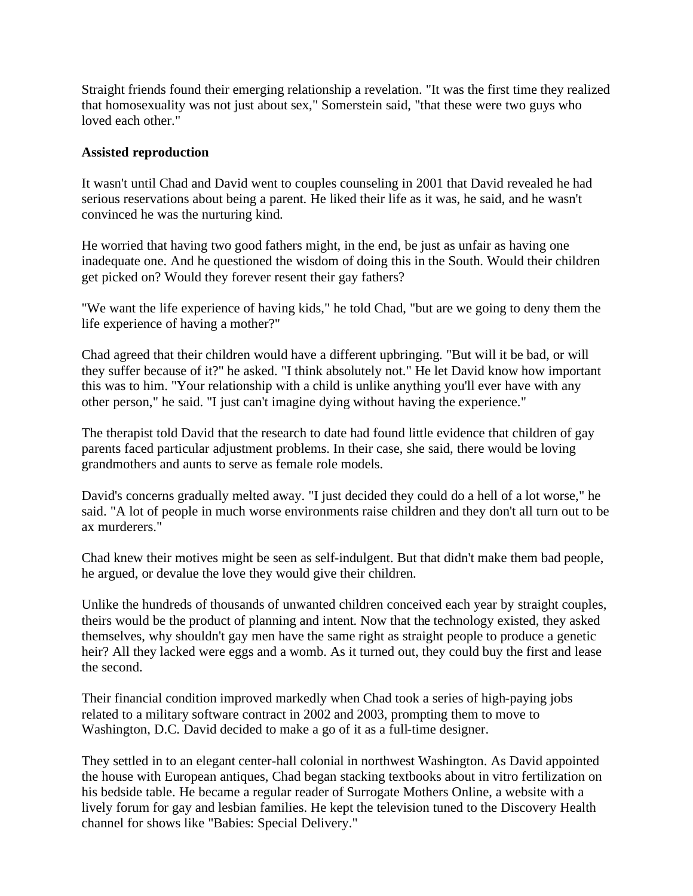Straight friends found their emerging relationship a revelation. "It was the first time they realized that homosexuality was not just about sex," Somerstein said, "that these were two guys who loved each other."

**Assisted reproduction**

It wasn't until Chad and David went to couples counseling in 2001 that David revealed he had serious reservations about being a parent. He liked their life as it was, he said, and he wasn't convinced he was the nurturing kind.

He worried that having two good fathers might, in the end, be just as unfair as having one inadequate one. And he questioned the wisdom of doing this in the South. Would their children get picked on? Would they forever resent their gay fathers?

"We want the life experience of having kids," he told Chad, "but are we going to deny them the life experience of having a mother?"

Chad agreed that their children would have a different upbringing. "But will it be bad, or will they suffer because of it?" he asked. "I think absolutely not." He let David know how important this was to him. "Your relationship with a child is unlike anything you'll ever have with any other person," he said. "I just can't imagine dying without having the experience."

The therapist told David that the research to date had found little evidence that children of gay parents faced particular adjustment problems. In their case, she said, there would be loving grandmothers and aunts to serve as female role models.

David's concerns gradually melted away. "I just decided they could do a hell of a lot worse," he said. "A lot of people in much worse environments raise children and they don't all turn out to be ax murderers."

Chad knew their motives might be seen as self-indulgent. But that didn't make them bad people, he argued, or devalue the love they would give their children.

Unlike the hundreds of thousands of unwanted children conceived each year by straight couples, theirs would be the product of planning and intent. Now that the technology existed, they asked themselves, why shouldn't gay men have the same right as straight people to produce a genetic heir? All they lacked were eggs and a womb. As it turned out, they could buy the first and lease the second.

Their financial condition improved markedly when Chad took a series of high-paying jobs related to a military software contract in 2002 and 2003, prompting them to move to Washington, D.C. David decided to make a go of it as a full-time designer.

They settled in to an elegant center-hall colonial in northwest Washington. As David appointed the house with European antiques, Chad began stacking textbooks about in vitro fertilization on his bedside table. He became a regular reader of Surrogate Mothers Online, a website with a lively forum for gay and lesbian families. He kept the television tuned to the Discovery Health channel for shows like "Babies: Special Delivery."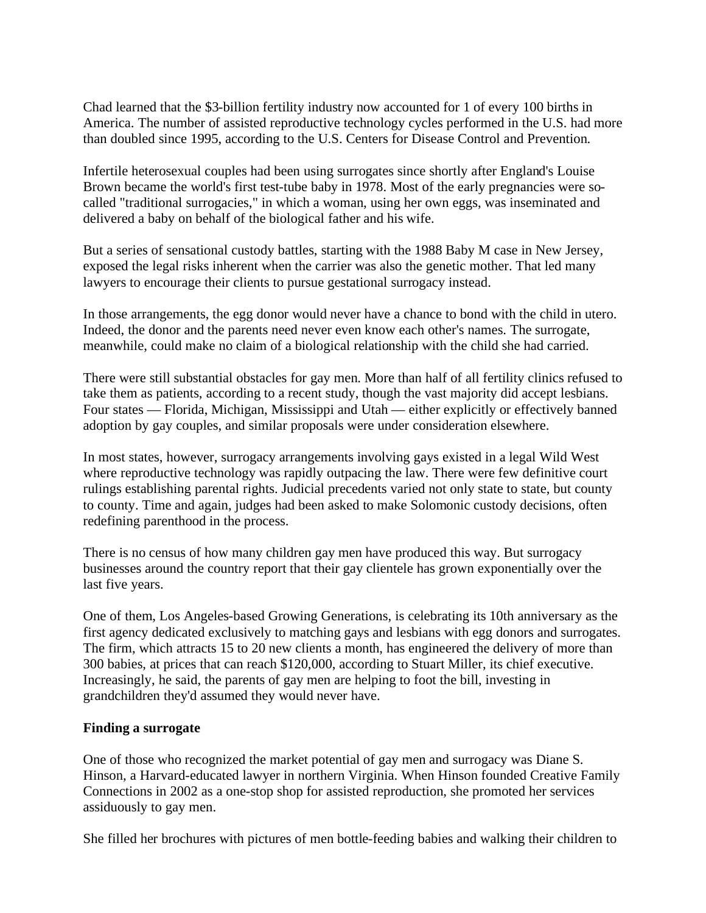Chad learned that the $3-billion fertility industry now accounted for 1 of every 100 births in America. The number of assisted reproductive technology cycles performed in the U.S. had more than doubled since 1995, according to the U.S. Centers for Disease Control and Prevention.

Infertile heterosexual couples had been using surrogates since shortly after England's Louise Brown became the world's first test-tube baby in 1978. Most of the early pregnancies were so-called "traditional surrogacies," in which a woman, using her own eggs, was inseminated and delivered a baby on behalf of the biological father and his wife.

But a series of sensational custody battles, starting with the 1988 Baby M case in New Jersey, exposed the legal risks inherent when the carrier was also the genetic mother. That led many lawyers to encourage their clients to pursue gestational surrogacy instead.

In those arrangements, the egg donor would never have a chance to bond with the child in utero. Indeed, the donor and the parents need never even know each other's names. The surrogate, meanwhile, could make no claim of a biological relationship with the child she had carried.

There were still substantial obstacles for gay men. More than half of all fertility clinics refused to take them as patients, according to a recent study, though the vast majority did accept lesbians. Four states — Florida, Michigan, Mississippi and Utah — either explicitly or effectively banned adoption by gay couples, and similar proposals were under consideration elsewhere.

In most states, however, surrogacy arrangements involving gays existed in a legal Wild West where reproductive technology was rapidly outpacing the law. There were few definitive court rulings establishing parental rights. Judicial precedents varied not only state to state, but county to county. Time and again, judges had been asked to make Solomonic custody decisions, often redefining parenthood in the process.

There is no census of how many children gay men have produced this way. But surrogacy businesses around the country report that their gay clientele has grown exponentially over the last five years.

One of them, Los Angeles-based Growing Generations, is celebrating its 10th anniversary as the first agency dedicated exclusively to matching gays and lesbians with egg donors and surrogates. The firm, which attracts 15 to 20 new clients a month, has engineered the delivery of more than 300 babies, at prices that can reach $120,000, according to Stuart Miller, its chief executive. Increasingly, he said, the parents of gay men are helping to foot the bill, investing in grandchildren they'd assumed they would never have.

**Finding a surrogate**

One of those who recognized the market potential of gay men and surrogacy was Diane S. Hinson, a Harvard-educated lawyer in northern Virginia. When Hinson founded Creative Family Connections in 2002 as a one-stop shop for assisted reproduction, she promoted her services assiduously to gay men.

She filled her brochures with pictures of men bottle-feeding babies and walking their children to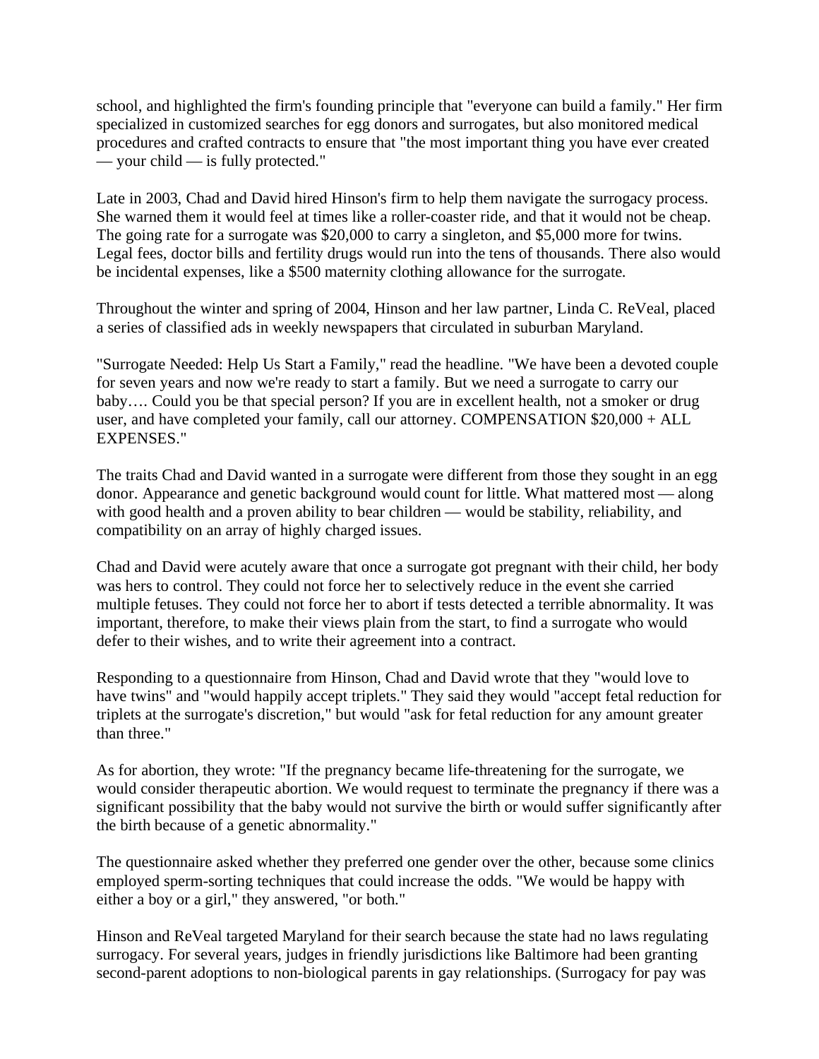school, and highlighted the firm's founding principle that "everyone can build a family." Her firm specialized in customized searches for egg donors and surrogates, but also monitored medical procedures and crafted contracts to ensure that "the most important thing you have ever created — your child — is fully protected."

Late in 2003, Chad and David hired Hinson's firm to help them navigate the surrogacy process. She warned them it would feel at times like a roller-coaster ride, and that it would not be cheap. The going rate for a surrogate was $20,000 to carry a singleton, and $5,000 more for twins. Legal fees, doctor bills and fertility drugs would run into the tens of thousands. There also would be incidental expenses, like a $500 maternity clothing allowance for the surrogate.

Throughout the winter and spring of 2004, Hinson and her law partner, Linda C. ReVeal, placed a series of classified ads in weekly newspapers that circulated in suburban Maryland.

"Surrogate Needed: Help Us Start a Family," read the headline. "We have been a devoted couple for seven years and now we're ready to start a family. But we need a surrogate to carry our baby…. Could you be that special person? If you are in excellent health, not a smoker or drug user, and have completed your family, call our attorney. COMPENSATION $20,000 + ALL EXPENSES."

The traits Chad and David wanted in a surrogate were different from those they sought in an egg donor. Appearance and genetic background would count for little. What mattered most — along with good health and a proven ability to bear children — would be stability, reliability, and compatibility on an array of highly charged issues.

Chad and David were acutely aware that once a surrogate got pregnant with their child, her body was hers to control. They could not force her to selectively reduce in the event she carried multiple fetuses. They could not force her to abort if tests detected a terrible abnormality. It was important, therefore, to make their views plain from the start, to find a surrogate who would defer to their wishes, and to write their agreement into a contract.

Responding to a questionnaire from Hinson, Chad and David wrote that they "would love to have twins" and "would happily accept triplets." They said they would "accept fetal reduction for triplets at the surrogate's discretion," but would "ask for fetal reduction for any amount greater than three."

As for abortion, they wrote: "If the pregnancy became life-threatening for the surrogate, we would consider therapeutic abortion. We would request to terminate the pregnancy if there was a significant possibility that the baby would not survive the birth or would suffer significantly after the birth because of a genetic abnormality."

The questionnaire asked whether they preferred one gender over the other, because some clinics employed sperm-sorting techniques that could increase the odds. "We would be happy with either a boy or a girl," they answered, "or both."

Hinson and ReVeal targeted Maryland for their search because the state had no laws regulating surrogacy. For several years, judges in friendly jurisdictions like Baltimore had been granting second-parent adoptions to non-biological parents in gay relationships. (Surrogacy for pay was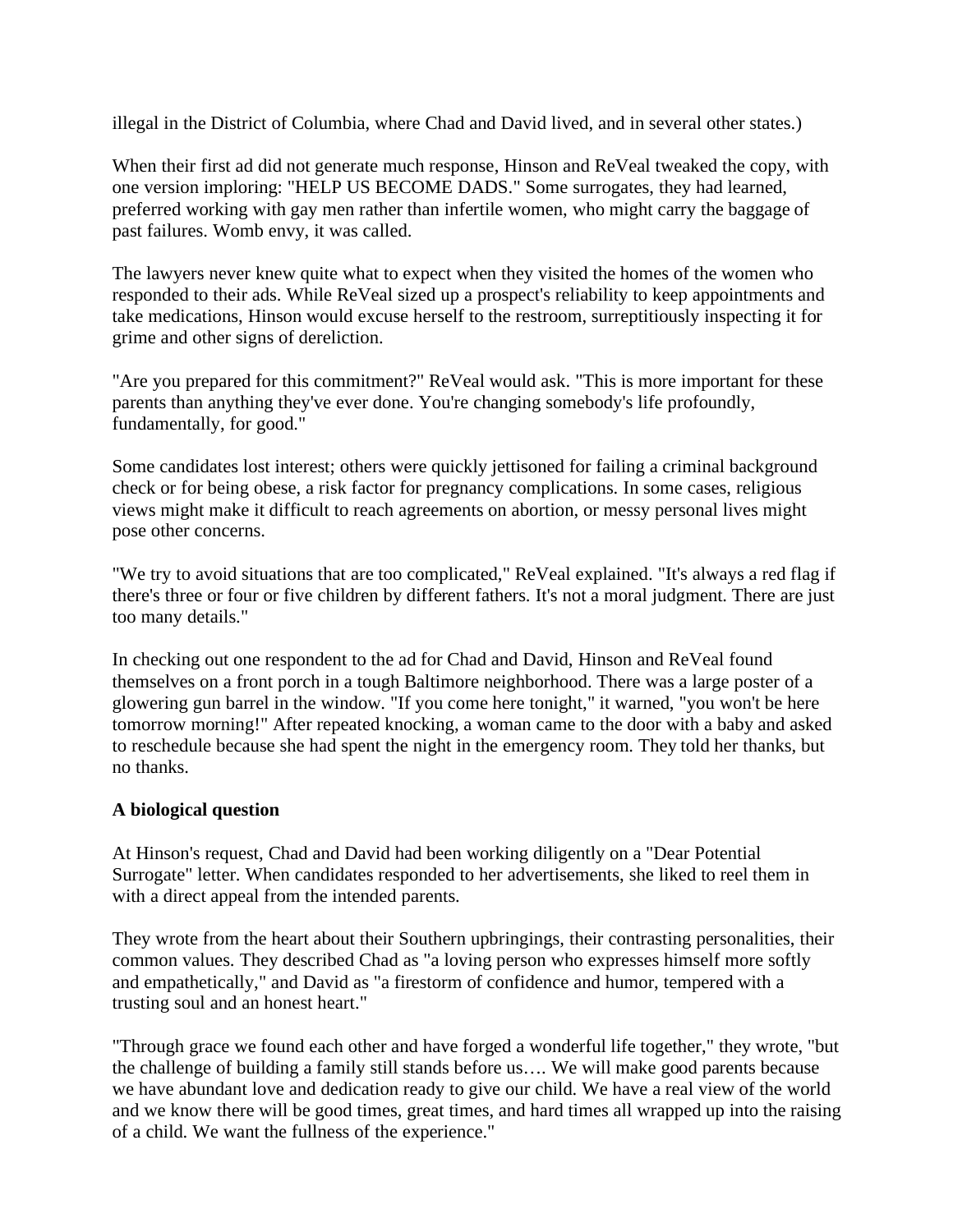illegal in the District of Columbia, where Chad and David lived, and in several other states.)

When their first ad did not generate much response, Hinson and ReVeal tweaked the copy, with one version imploring: "HELP US BECOME DADS." Some surrogates, they had learned, preferred working with gay men rather than infertile women, who might carry the baggage of past failures. Womb envy, it was called.

The lawyers never knew quite what to expect when they visited the homes of the women who responded to their ads. While ReVeal sized up a prospect's reliability to keep appointments and take medications, Hinson would excuse herself to the restroom, surreptitiously inspecting it for grime and other signs of dereliction.

"Are you prepared for this commitment?" ReVeal would ask. "This is more important for these parents than anything they've ever done. You're changing somebody's life profoundly, fundamentally, for good."

Some candidates lost interest; others were quickly jettisoned for failing a criminal background check or for being obese, a risk factor for pregnancy complications. In some cases, religious views might make it difficult to reach agreements on abortion, or messy personal lives might pose other concerns.

"We try to avoid situations that are too complicated," ReVeal explained. "It's always a red flag if there's three or four or five children by different fathers. It's not a moral judgment. There are just too many details."

In checking out one respondent to the ad for Chad and David, Hinson and ReVeal found themselves on a front porch in a tough Baltimore neighborhood. There was a large poster of a glowering gun barrel in the window. "If you come here tonight," it warned, "you won't be here tomorrow morning!" After repeated knocking, a woman came to the door with a baby and asked to reschedule because she had spent the night in the emergency room. They told her thanks, but no thanks.

**A biological question**

At Hinson's request, Chad and David had been working diligently on a "Dear Potential Surrogate" letter. When candidates responded to her advertisements, she liked to reel them in with a direct appeal from the intended parents.

They wrote from the heart about their Southern upbringings, their contrasting personalities, their common values. They described Chad as "a loving person who expresses himself more softly and empathetically," and David as "a firestorm of confidence and humor, tempered with a trusting soul and an honest heart."

"Through grace we found each other and have forged a wonderful life together," they wrote, "but the challenge of building a family still stands before us…. We will make good parents because we have abundant love and dedication ready to give our child. We have a real view of the world and we know there will be good times, great times, and hard times all wrapped up into the raising of a child. We want the fullness of the experience."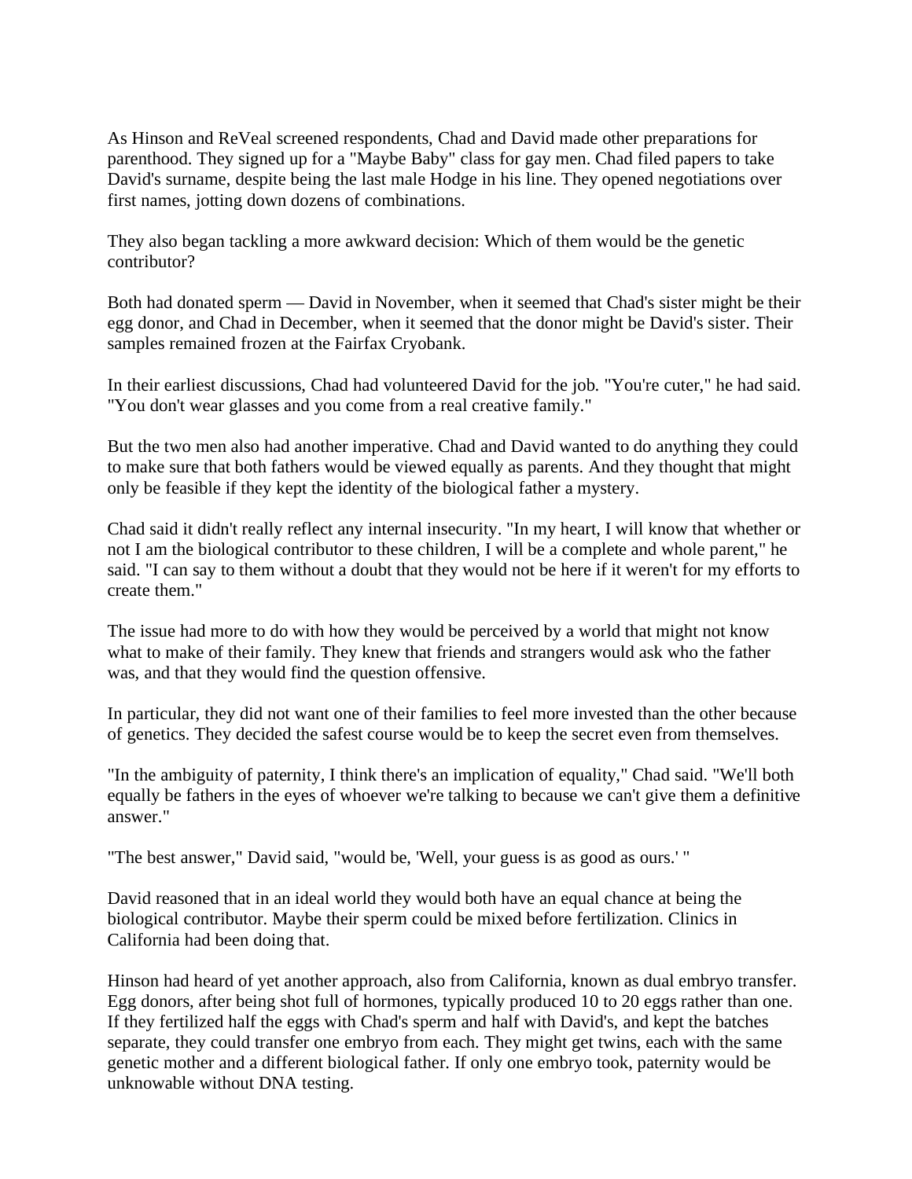As Hinson and ReVeal screened respondents, Chad and David made other preparations for parenthood. They signed up for a "Maybe Baby" class for gay men. Chad filed papers to take David's surname, despite being the last male Hodge in his line. They opened negotiations over first names, jotting down dozens of combinations.

They also began tackling a more awkward decision: Which of them would be the genetic contributor?

Both had donated sperm — David in November, when it seemed that Chad's sister might be their egg donor, and Chad in December, when it seemed that the donor might be David's sister. Their samples remained frozen at the Fairfax Cryobank.

In their earliest discussions, Chad had volunteered David for the job. "You're cuter," he had said. "You don't wear glasses and you come from a real creative family."

But the two men also had another imperative. Chad and David wanted to do anything they could to make sure that both fathers would be viewed equally as parents. And they thought that might only be feasible if they kept the identity of the biological father a mystery.

Chad said it didn't really reflect any internal insecurity. "In my heart, I will know that whether or not I am the biological contributor to these children, I will be a complete and whole parent," he said. "I can say to them without a doubt that they would not be here if it weren't for my efforts to create them."

The issue had more to do with how they would be perceived by a world that might not know what to make of their family. They knew that friends and strangers would ask who the father was, and that they would find the question offensive.

In particular, they did not want one of their families to feel more invested than the other because of genetics. They decided the safest course would be to keep the secret even from themselves.

"In the ambiguity of paternity, I think there's an implication of equality," Chad said. "We'll both equally be fathers in the eyes of whoever we're talking to because we can't give them a definitive answer."

"The best answer," David said, "would be, 'Well, your guess is as good as ours.' "

David reasoned that in an ideal world they would both have an equal chance at being the biological contributor. Maybe their sperm could be mixed before fertilization. Clinics in California had been doing that.

Hinson had heard of yet another approach, also from California, known as dual embryo transfer. Egg donors, after being shot full of hormones, typically produced 10 to 20 eggs rather than one. If they fertilized half the eggs with Chad's sperm and half with David's, and kept the batches separate, they could transfer one embryo from each. They might get twins, each with the same genetic mother and a different biological father. If only one embryo took, paternity would be unknowable without DNA testing.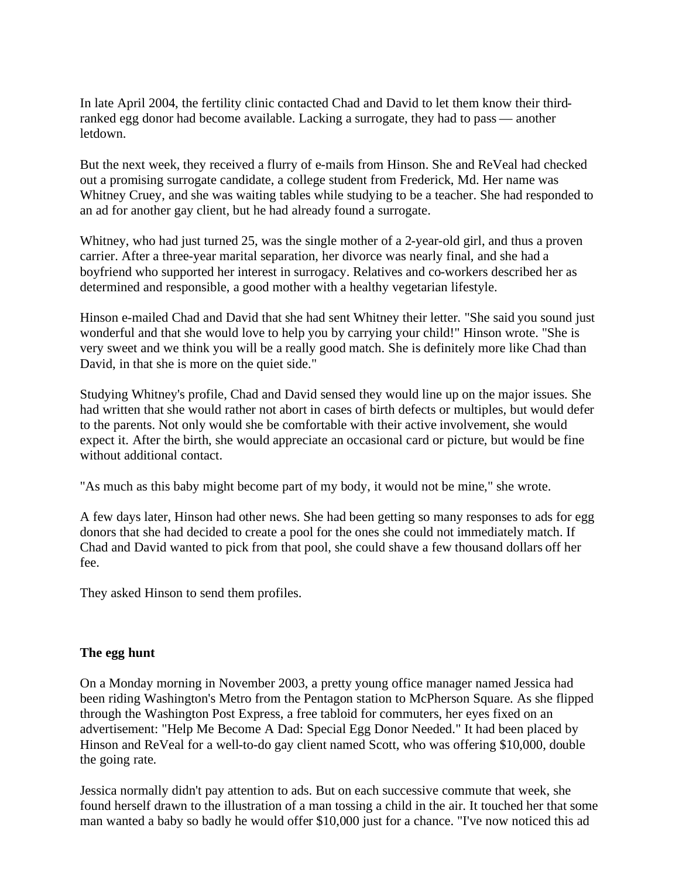In late April 2004, the fertility clinic contacted Chad and David to let them know their third-ranked egg donor had become available. Lacking a surrogate, they had to pass — another letdown.

But the next week, they received a flurry of e-mails from Hinson. She and ReVeal had checked out a promising surrogate candidate, a college student from Frederick, Md. Her name was Whitney Cruey, and she was waiting tables while studying to be a teacher. She had responded to an ad for another gay client, but he had already found a surrogate.

Whitney, who had just turned 25, was the single mother of a 2-year-old girl, and thus a proven carrier. After a three-year marital separation, her divorce was nearly final, and she had a boyfriend who supported her interest in surrogacy. Relatives and co-workers described her as determined and responsible, a good mother with a healthy vegetarian lifestyle.

Hinson e-mailed Chad and David that she had sent Whitney their letter. "She said you sound just wonderful and that she would love to help you by carrying your child!" Hinson wrote. "She is very sweet and we think you will be a really good match. She is definitely more like Chad than David, in that she is more on the quiet side."

Studying Whitney's profile, Chad and David sensed they would line up on the major issues. She had written that she would rather not abort in cases of birth defects or multiples, but would defer to the parents. Not only would she be comfortable with their active involvement, she would expect it. After the birth, she would appreciate an occasional card or picture, but would be fine without additional contact.

"As much as this baby might become part of my body, it would not be mine," she wrote.

A few days later, Hinson had other news. She had been getting so many responses to ads for egg donors that she had decided to create a pool for the ones she could not immediately match. If Chad and David wanted to pick from that pool, she could shave a few thousand dollars off her fee.

They asked Hinson to send them profiles.

**The egg hunt**

On a Monday morning in November 2003, a pretty young office manager named Jessica had been riding Washington's Metro from the Pentagon station to McPherson Square. As she flipped through the Washington Post Express, a free tabloid for commuters, her eyes fixed on an advertisement: "Help Me Become A Dad: Special Egg Donor Needed." It had been placed by Hinson and ReVeal for a well-to-do gay client named Scott, who was offering $10,000, double the going rate.

Jessica normally didn't pay attention to ads. But on each successive commute that week, she found herself drawn to the illustration of a man tossing a child in the air. It touched her that some man wanted a baby so badly he would offer $10,000 just for a chance. "I've now noticed this ad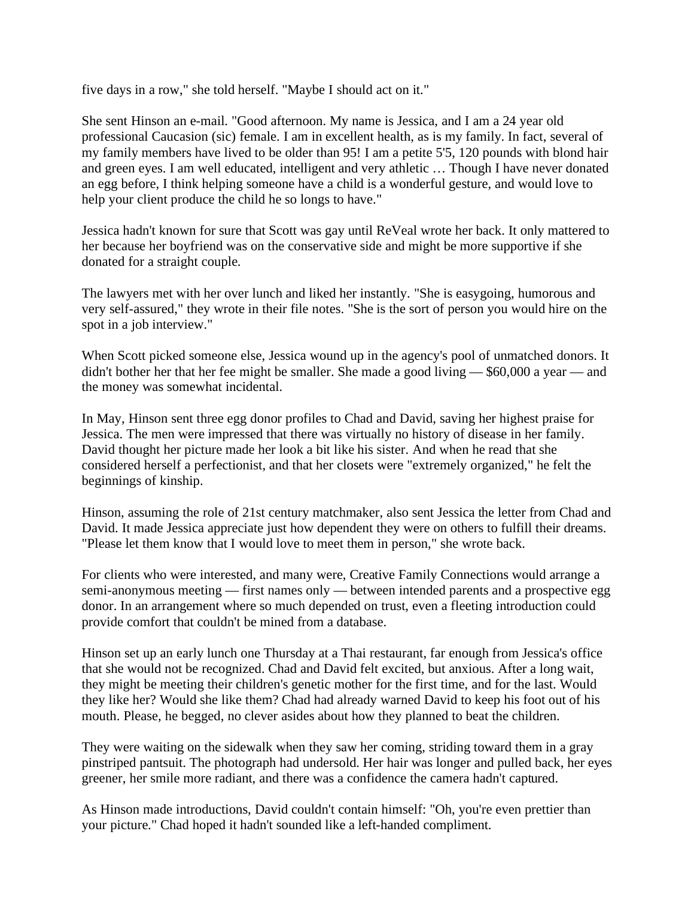five days in a row," she told herself. "Maybe I should act on it."

She sent Hinson an e-mail. "Good afternoon. My name is Jessica, and I am a 24 year old professional Caucasion (sic) female. I am in excellent health, as is my family. In fact, several of my family members have lived to be older than 95! I am a petite 5'5, 120 pounds with blond hair and green eyes. I am well educated, intelligent and very athletic … Though I have never donated an egg before, I think helping someone have a child is a wonderful gesture, and would love to help your client produce the child he so longs to have."

Jessica hadn't known for sure that Scott was gay until ReVeal wrote her back. It only mattered to her because her boyfriend was on the conservative side and might be more supportive if she donated for a straight couple.

The lawyers met with her over lunch and liked her instantly. "She is easygoing, humorous and very self-assured," they wrote in their file notes. "She is the sort of person you would hire on the spot in a job interview."

When Scott picked someone else, Jessica wound up in the agency's pool of unmatched donors. It didn't bother her that her fee might be smaller. She made a good living — $60,000 a year — and the money was somewhat incidental.

In May, Hinson sent three egg donor profiles to Chad and David, saving her highest praise for Jessica. The men were impressed that there was virtually no history of disease in her family. David thought her picture made her look a bit like his sister. And when he read that she considered herself a perfectionist, and that her closets were "extremely organized," he felt the beginnings of kinship.

Hinson, assuming the role of 21st century matchmaker, also sent Jessica the letter from Chad and David. It made Jessica appreciate just how dependent they were on others to fulfill their dreams. "Please let them know that I would love to meet them in person," she wrote back.

For clients who were interested, and many were, Creative Family Connections would arrange a semi-anonymous meeting — first names only — between intended parents and a prospective egg donor. In an arrangement where so much depended on trust, even a fleeting introduction could provide comfort that couldn't be mined from a database.

Hinson set up an early lunch one Thursday at a Thai restaurant, far enough from Jessica's office that she would not be recognized. Chad and David felt excited, but anxious. After a long wait, they might be meeting their children's genetic mother for the first time, and for the last. Would they like her? Would she like them? Chad had already warned David to keep his foot out of his mouth. Please, he begged, no clever asides about how they planned to beat the children.

They were waiting on the sidewalk when they saw her coming, striding toward them in a gray pinstriped pantsuit. The photograph had undersold. Her hair was longer and pulled back, her eyes greener, her smile more radiant, and there was a confidence the camera hadn't captured.

As Hinson made introductions, David couldn't contain himself: "Oh, you're even prettier than your picture." Chad hoped it hadn't sounded like a left-handed compliment.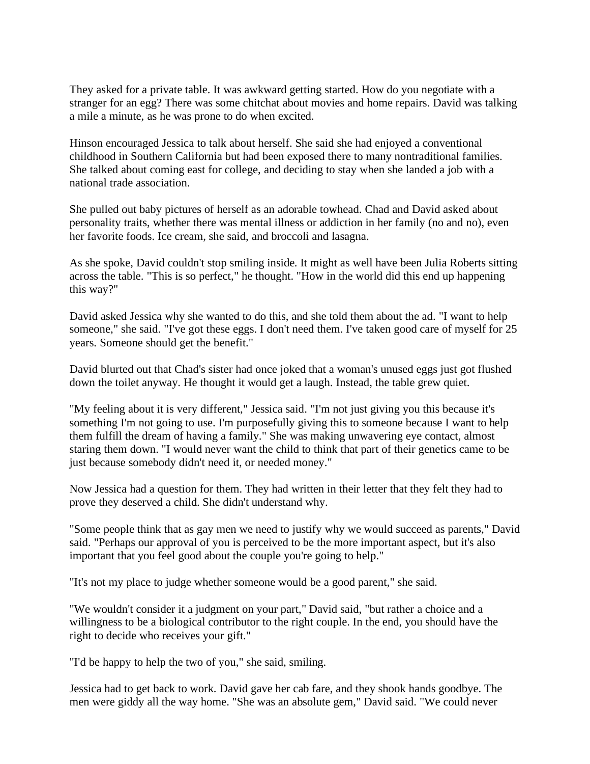They asked for a private table. It was awkward getting started. How do you negotiate with a stranger for an egg? There was some chitchat about movies and home repairs. David was talking a mile a minute, as he was prone to do when excited.

Hinson encouraged Jessica to talk about herself. She said she had enjoyed a conventional childhood in Southern California but had been exposed there to many nontraditional families. She talked about coming east for college, and deciding to stay when she landed a job with a national trade association.

She pulled out baby pictures of herself as an adorable towhead. Chad and David asked about personality traits, whether there was mental illness or addiction in her family (no and no), even her favorite foods. Ice cream, she said, and broccoli and lasagna.

As she spoke, David couldn't stop smiling inside. It might as well have been Julia Roberts sitting across the table. "This is so perfect," he thought. "How in the world did this end up happening this way?"

David asked Jessica why she wanted to do this, and she told them about the ad. "I want to help someone," she said. "I've got these eggs. I don't need them. I've taken good care of myself for 25 years. Someone should get the benefit."

David blurted out that Chad's sister had once joked that a woman's unused eggs just got flushed down the toilet anyway. He thought it would get a laugh. Instead, the table grew quiet.

"My feeling about it is very different," Jessica said. "I'm not just giving you this because it's something I'm not going to use. I'm purposefully giving this to someone because I want to help them fulfill the dream of having a family." She was making unwavering eye contact, almost staring them down. "I would never want the child to think that part of their genetics came to be just because somebody didn't need it, or needed money."

Now Jessica had a question for them. They had written in their letter that they felt they had to prove they deserved a child. She didn't understand why.

"Some people think that as gay men we need to justify why we would succeed as parents," David said. "Perhaps our approval of you is perceived to be the more important aspect, but it's also important that you feel good about the couple you're going to help."

"It's not my place to judge whether someone would be a good parent," she said.

"We wouldn't consider it a judgment on your part," David said, "but rather a choice and a willingness to be a biological contributor to the right couple. In the end, you should have the right to decide who receives your gift."

"I'd be happy to help the two of you," she said, smiling.

Jessica had to get back to work. David gave her cab fare, and they shook hands goodbye. The men were giddy all the way home. "She was an absolute gem," David said. "We could never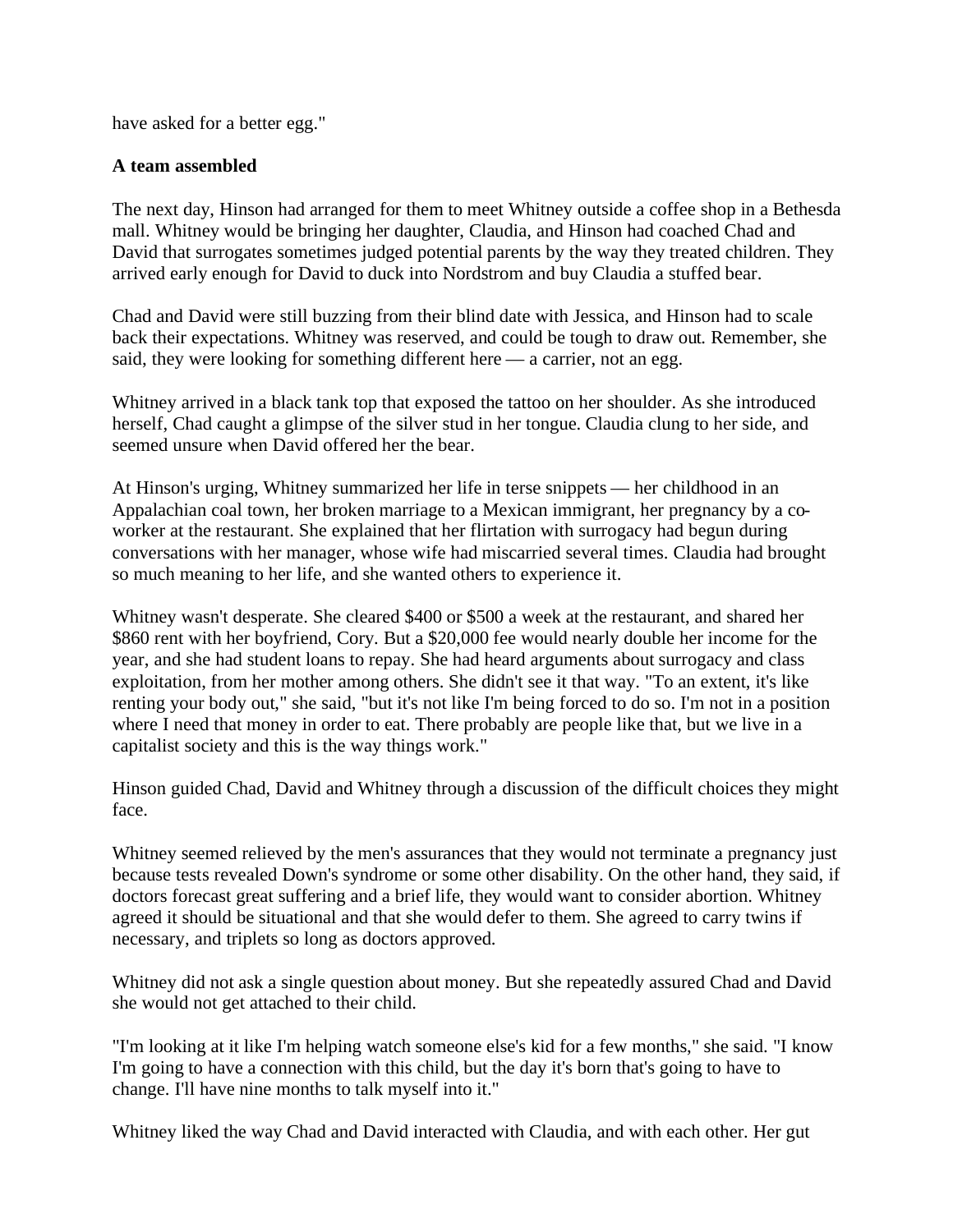have asked for a better egg."

**A team assembled**

The next day, Hinson had arranged for them to meet Whitney outside a coffee shop in a Bethesda mall. Whitney would be bringing her daughter, Claudia, and Hinson had coached Chad and David that surrogates sometimes judged potential parents by the way they treated children. They arrived early enough for David to duck into Nordstrom and buy Claudia a stuffed bear.

Chad and David were still buzzing from their blind date with Jessica, and Hinson had to scale back their expectations. Whitney was reserved, and could be tough to draw out. Remember, she said, they were looking for something different here — a carrier, not an egg.

Whitney arrived in a black tank top that exposed the tattoo on her shoulder. As she introduced herself, Chad caught a glimpse of the silver stud in her tongue. Claudia clung to her side, and seemed unsure when David offered her the bear.

At Hinson's urging, Whitney summarized her life in terse snippets — her childhood in an Appalachian coal town, her broken marriage to a Mexican immigrant, her pregnancy by a co-worker at the restaurant. She explained that her flirtation with surrogacy had begun during conversations with her manager, whose wife had miscarried several times. Claudia had brought so much meaning to her life, and she wanted others to experience it.

Whitney wasn't desperate. She cleared $400 or $500 a week at the restaurant, and shared her $860 rent with her boyfriend, Cory. But a $20,000 fee would nearly double her income for the year, and she had student loans to repay. She had heard arguments about surrogacy and class exploitation, from her mother among others. She didn't see it that way. "To an extent, it's like renting your body out," she said, "but it's not like I'm being forced to do so. I'm not in a position where I need that money in order to eat. There probably are people like that, but we live in a capitalist society and this is the way things work."

Hinson guided Chad, David and Whitney through a discussion of the difficult choices they might face.

Whitney seemed relieved by the men's assurances that they would not terminate a pregnancy just because tests revealed Down's syndrome or some other disability. On the other hand, they said, if doctors forecast great suffering and a brief life, they would want to consider abortion. Whitney agreed it should be situational and that she would defer to them. She agreed to carry twins if necessary, and triplets so long as doctors approved.

Whitney did not ask a single question about money. But she repeatedly assured Chad and David she would not get attached to their child.

"I'm looking at it like I'm helping watch someone else's kid for a few months," she said. "I know I'm going to have a connection with this child, but the day it's born that's going to have to change. I'll have nine months to talk myself into it."

Whitney liked the way Chad and David interacted with Claudia, and with each other. Her gut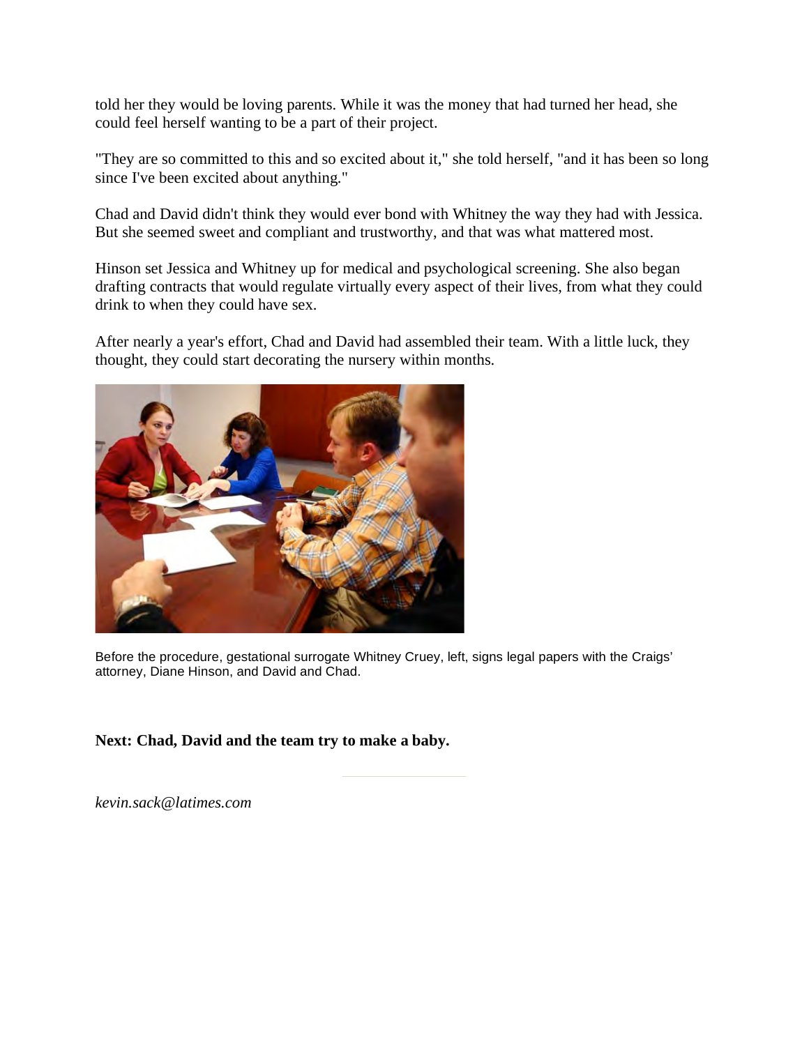told her they would be loving parents. While it was the money that had turned her head, she could feel herself wanting to be a part of their project.

"They are so committed to this and so excited about it," she told herself, "and it has been so long since I've been excited about anything."

Chad and David didn't think they would ever bond with Whitney the way they had with Jessica. But she seemed sweet and compliant and trustworthy, and that was what mattered most.

Hinson set Jessica and Whitney up for medical and psychological screening. She also began drafting contracts that would regulate virtually every aspect of their lives, from what they could drink to when they could have sex.

After nearly a year's effort, Chad and David had assembled their team. With a little luck, they thought, they could start decorating the nursery within months.

Before the procedure, gestational surrogate Whitney Cruey, left, signs legal papers with the Craigs' attorney, Diane Hinson, and David and Chad.

**Next: Chad, David and the team try to make a baby.**

*kevin.sack@latimes.com*